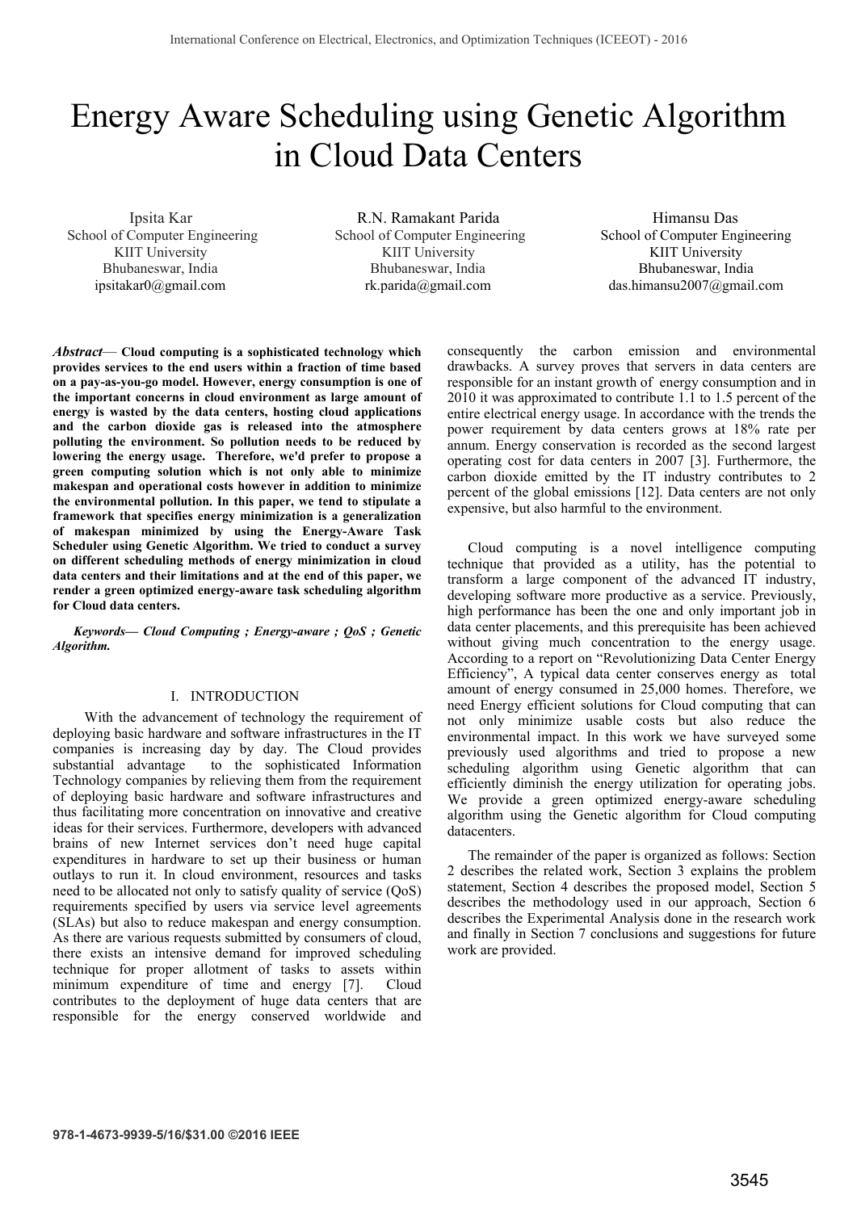# Energy Aware Scheduling using Genetic Algorithm in Cloud Data Centers

Ipsita Kar
School of Computer Engineering
KIIT University
Bhubaneswar, India
ipsitakar0@gmail.com

R.N. Ramakant Parida
School of Computer Engineering
KIIT University
Bhubaneswar, India
rk.parida@gmail.com

Himansu Das
School of Computer Engineering
KIIT University
Bhubaneswar, India
das.himansu2007@gmail.com

***Abstract*— Cloud computing is a sophisticated technology which provides services to the end users within a fraction of time based on a pay-as-you-go model. However, energy consumption is one of the important concerns in cloud environment as large amount of energy is wasted by the data centers, hosting cloud applications and the carbon dioxide gas is released into the atmosphere polluting the environment. So pollution needs to be reduced by lowering the energy usage. Therefore, we'd prefer to propose a green computing solution which is not only able to minimize makespan and operational costs however in addition to minimize the environmental pollution. In this paper, we tend to stipulate a framework that specifies energy minimization is a generalization of makespan minimized by using the Energy-Aware Task Scheduler using Genetic Algorithm. We tried to conduct a survey on different scheduling methods of energy minimization in cloud data centers and their limitations and at the end of this paper, we render a green optimized energy-aware task scheduling algorithm for Cloud data centers.**

***Keywords— Cloud Computing ; Energy-aware ; QoS ; Genetic Algorithm.***

## I. INTRODUCTION

With the advancement of technology the requirement of deploying basic hardware and software infrastructures in the IT companies is increasing day by day. The Cloud provides substantial advantage to the sophisticated Information Technology companies by relieving them from the requirement of deploying basic hardware and software infrastructures and thus facilitating more concentration on innovative and creative ideas for their services. Furthermore, developers with advanced brains of new Internet services don't need huge capital expenditures in hardware to set up their business or human outlays to run it. In cloud environment, resources and tasks need to be allocated not only to satisfy quality of service (QoS) requirements specified by users via service level agreements (SLAs) but also to reduce makespan and energy consumption. As there are various requests submitted by consumers of cloud, there exists an intensive demand for improved scheduling technique for proper allotment of tasks to assets within minimum expenditure of time and energy [7]. Cloud contributes to the deployment of huge data centers that are responsible for the energy conserved worldwide and consequently the carbon emission and environmental drawbacks. A survey proves that servers in data centers are responsible for an instant growth of energy consumption and in 2010 it was approximated to contribute 1.1 to 1.5 percent of the entire electrical energy usage. In accordance with the trends the power requirement by data centers grows at 18% rate per annum. Energy conservation is recorded as the second largest operating cost for data centers in 2007 [3]. Furthermore, the carbon dioxide emitted by the IT industry contributes to 2 percent of the global emissions [12]. Data centers are not only expensive, but also harmful to the environment.

Cloud computing is a novel intelligence computing technique that provided as a utility, has the potential to transform a large component of the advanced IT industry, developing software more productive as a service. Previously, high performance has been the one and only important job in data center placements, and this prerequisite has been achieved without giving much concentration to the energy usage. According to a report on "Revolutionizing Data Center Energy Efficiency", A typical data center conserves energy as total amount of energy consumed in 25,000 homes. Therefore, we need Energy efficient solutions for Cloud computing that can not only minimize usable costs but also reduce the environmental impact. In this work we have surveyed some previously used algorithms and tried to propose a new scheduling algorithm using Genetic algorithm that can efficiently diminish the energy utilization for operating jobs. We provide a green optimized energy-aware scheduling algorithm using the Genetic algorithm for Cloud computing datacenters.

The remainder of the paper is organized as follows: Section 2 describes the related work, Section 3 explains the problem statement, Section 4 describes the proposed model, Section 5 describes the methodology used in our approach, Section 6 describes the Experimental Analysis done in the research work and finally in Section 7 conclusions and suggestions for future work are provided.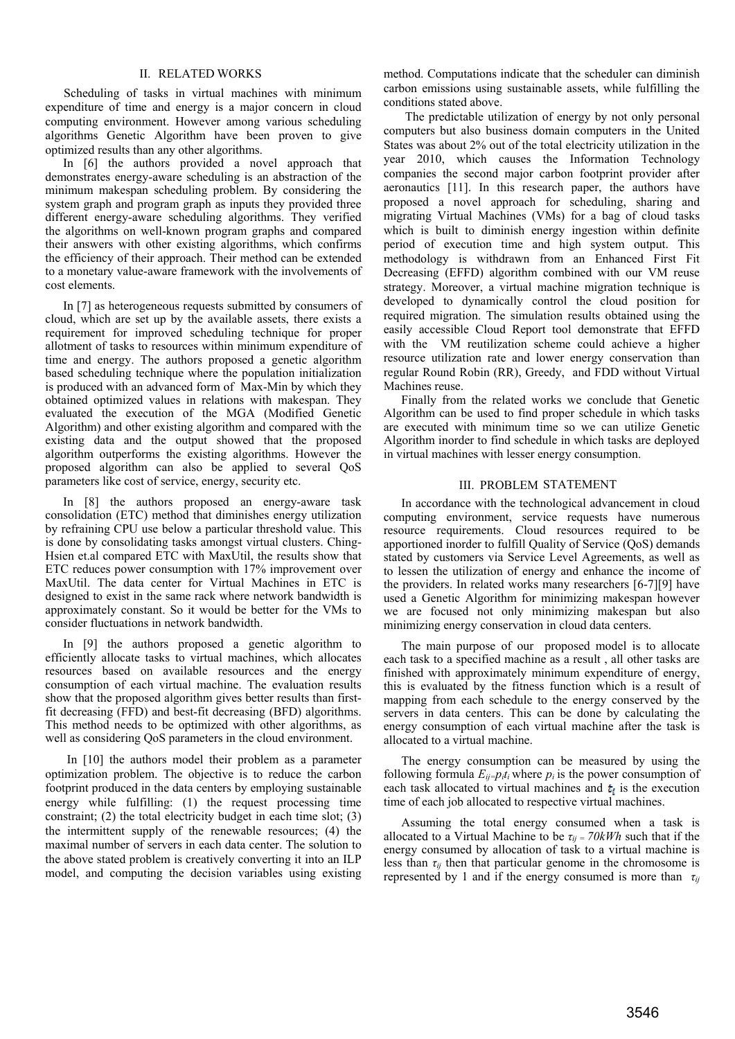## II. RELATED WORKS

Scheduling of tasks in virtual machines with minimum expenditure of time and energy is a major concern in cloud computing environment. However among various scheduling algorithms Genetic Algorithm have been proven to give optimized results than any other algorithms.

In [6] the authors provided a novel approach that demonstrates energy-aware scheduling is an abstraction of the minimum makespan scheduling problem. By considering the system graph and program graph as inputs they provided three different energy-aware scheduling algorithms. They verified the algorithms on well-known program graphs and compared their answers with other existing algorithms, which confirms the efficiency of their approach. Their method can be extended to a monetary value-aware framework with the involvements of cost elements.

In [7] as heterogeneous requests submitted by consumers of cloud, which are set up by the available assets, there exists a requirement for improved scheduling technique for proper allotment of tasks to resources within minimum expenditure of time and energy. The authors proposed a genetic algorithm based scheduling technique where the population initialization is produced with an advanced form of Max-Min by which they obtained optimized values in relations with makespan. They evaluated the execution of the MGA (Modified Genetic Algorithm) and other existing algorithm and compared with the existing data and the output showed that the proposed algorithm outperforms the existing algorithms. However the proposed algorithm can also be applied to several QoS parameters like cost of service, energy, security etc.

In [8] the authors proposed an energy-aware task consolidation (ETC) method that diminishes energy utilization by refraining CPU use below a particular threshold value. This is done by consolidating tasks amongst virtual clusters. Ching-Hsien et.al compared ETC with MaxUtil, the results show that ETC reduces power consumption with 17% improvement over MaxUtil. The data center for Virtual Machines in ETC is designed to exist in the same rack where network bandwidth is approximately constant. So it would be better for the VMs to consider fluctuations in network bandwidth.

In [9] the authors proposed a genetic algorithm to efficiently allocate tasks to virtual machines, which allocates resources based on available resources and the energy consumption of each virtual machine. The evaluation results show that the proposed algorithm gives better results than first-fit decreasing (FFD) and best-fit decreasing (BFD) algorithms. This method needs to be optimized with other algorithms, as well as considering QoS parameters in the cloud environment.

In [10] the authors model their problem as a parameter optimization problem. The objective is to reduce the carbon footprint produced in the data centers by employing sustainable energy while fulfilling: (1) the request processing time constraint; (2) the total electricity budget in each time slot; (3) the intermittent supply of the renewable resources; (4) the maximal number of servers in each data center. The solution to the above stated problem is creatively converting it into an ILP model, and computing the decision variables using existing method. Computations indicate that the scheduler can diminish carbon emissions using sustainable assets, while fulfilling the conditions stated above.

The predictable utilization of energy by not only personal computers but also business domain computers in the United States was about 2% out of the total electricity utilization in the year 2010, which causes the Information Technology companies the second major carbon footprint provider after aeronautics [11]. In this research paper, the authors have proposed a novel approach for scheduling, sharing and migrating Virtual Machines (VMs) for a bag of cloud tasks which is built to diminish energy ingestion within definite period of execution time and high system output. This methodology is withdrawn from an Enhanced First Fit Decreasing (EFFD) algorithm combined with our VM reuse strategy. Moreover, a virtual machine migration technique is developed to dynamically control the cloud position for required migration. The simulation results obtained using the easily accessible Cloud Report tool demonstrate that EFFD with the VM reutilization scheme could achieve a higher resource utilization rate and lower energy conservation than regular Round Robin (RR), Greedy, and FDD without Virtual Machines reuse.

Finally from the related works we conclude that Genetic Algorithm can be used to find proper schedule in which tasks are executed with minimum time so we can utilize Genetic Algorithm inorder to find schedule in which tasks are deployed in virtual machines with lesser energy consumption.

## III. PROBLEM STATEMENT

In accordance with the technological advancement in cloud computing environment, service requests have numerous resource requirements. Cloud resources required to be apportioned inorder to fulfill Quality of Service (QoS) demands stated by customers via Service Level Agreements, as well as to lessen the utilization of energy and enhance the income of the providers. In related works many researchers [6-7][9] have used a Genetic Algorithm for minimizing makespan however we are focused not only minimizing makespan but also minimizing energy conservation in cloud data centers.

The main purpose of our proposed model is to allocate each task to a specified machine as a result , all other tasks are finished with approximately minimum expenditure of energy, this is evaluated by the fitness function which is a result of mapping from each schedule to the energy conserved by the servers in data centers. This can be done by calculating the energy consumption of each virtual machine after the task is allocated to a virtual machine.

The energy consumption can be measured by using the following formula $E_{ij}=p_i t_i$ where $p_i$ is the power consumption of each task allocated to virtual machines and $t_i$ is the execution time of each job allocated to respective virtual machines.

Assuming the total energy consumed when a task is allocated to a Virtual Machine to be $\tau_{ij} = 70kWh$ such that if the energy consumed by allocation of task to a virtual machine is less than $\tau_{ij}$ then that particular genome in the chromosome is represented by 1 and if the energy consumed is more than $\tau_{ij}$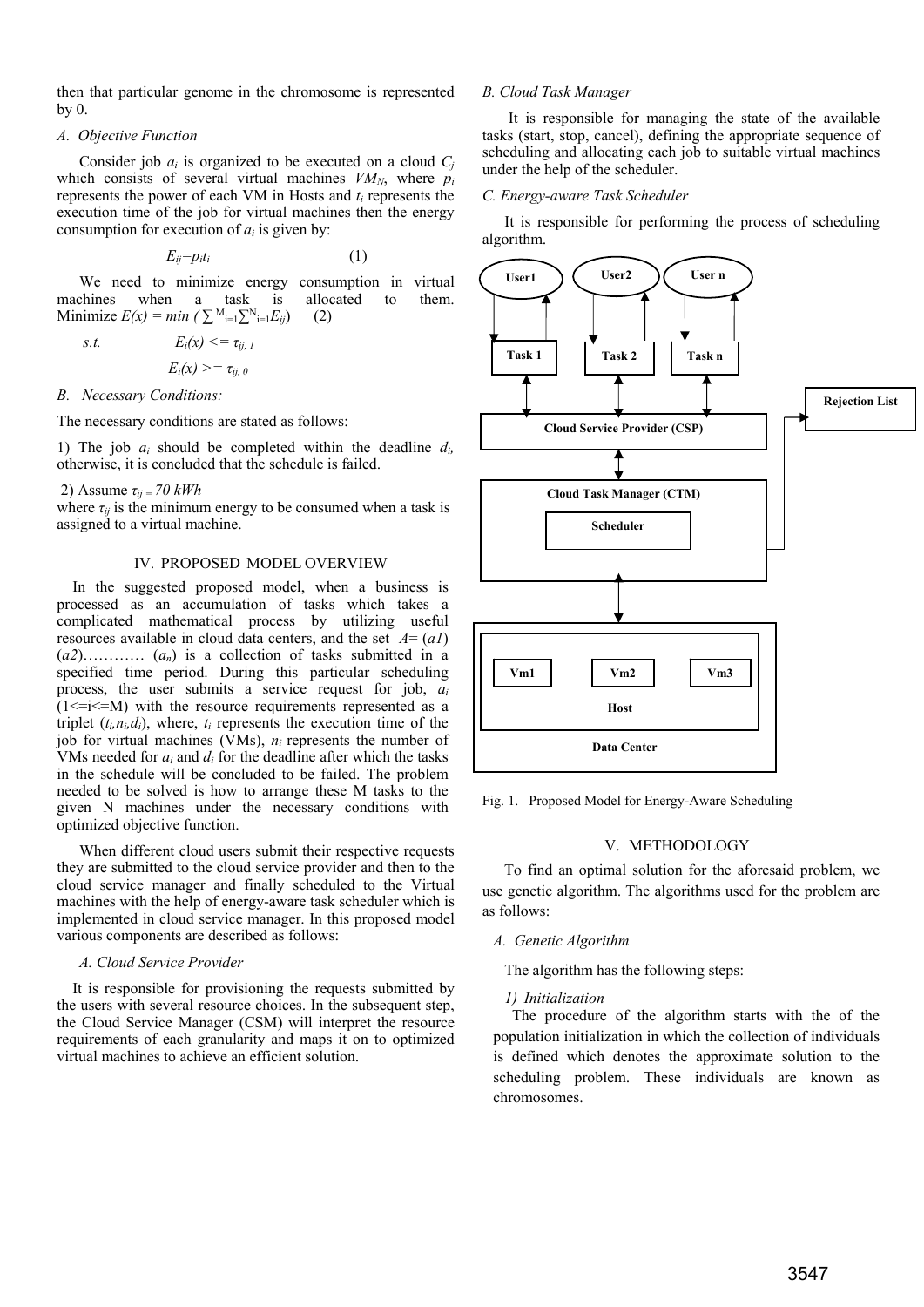then that particular genome in the chromosome is represented by 0.

### *A. Objective Function*

Consider job $a_i$ is organized to be executed on a cloud $C_j$ which consists of several virtual machines $VM_N$, where $p_i$ represents the power of each VM in Hosts and $t_i$ represents the execution time of the job for virtual machines then the energy consumption for execution of $a_i$ is given by:

$$E_{ij}=p_i t_i \quad (1)$$

We need to minimize energy consumption in virtual machines when a task is allocated to them. Minimize $E(x) = min\ (\sum^{M}_{i=1}\sum^{N}_{i=1}E_{ij})$ (2)

*s.t.* $E_i(x) <= \tau_{ij,\,1}$

$E_i(x) >= \tau_{ij,\,0}$

### *B. Necessary Conditions:*

The necessary conditions are stated as follows:

1) The job $a_i$ should be completed within the deadline $d_i$, otherwise, it is concluded that the schedule is failed.

2) Assume $\tau_{ij} = 70\ kWh$
where $\tau_{ij}$ is the minimum energy to be consumed when a task is assigned to a virtual machine.

## IV. PROPOSED MODEL OVERVIEW

In the suggested proposed model, when a business is processed as an accumulation of tasks which takes a complicated mathematical process by utilizing useful resources available in cloud data centers, and the set $A=(a1)$ $(a2)$………… $(a_n)$ is a collection of tasks submitted in a specified time period. During this particular scheduling process, the user submits a service request for job, $a_i$ (1<=i<=M) with the resource requirements represented as a triplet $(t_i,n_i,d_i)$, where, $t_i$ represents the execution time of the job for virtual machines (VMs), $n_i$ represents the number of VMs needed for $a_i$ and $d_i$ for the deadline after which the tasks in the schedule will be concluded to be failed. The problem needed to be solved is how to arrange these M tasks to the given N machines under the necessary conditions with optimized objective function.

When different cloud users submit their respective requests they are submitted to the cloud service provider and then to the cloud service manager and finally scheduled to the Virtual machines with the help of energy-aware task scheduler which is implemented in cloud service manager. In this proposed model various components are described as follows:

### *A. Cloud Service Provider*

It is responsible for provisioning the requests submitted by the users with several resource choices. In the subsequent step, the Cloud Service Manager (CSM) will interpret the resource requirements of each granularity and maps it on to optimized virtual machines to achieve an efficient solution.

### *B. Cloud Task Manager*

It is responsible for managing the state of the available tasks (start, stop, cancel), defining the appropriate sequence of scheduling and allocating each job to suitable virtual machines under the help of the scheduler.

### *C. Energy-aware Task Scheduler*

It is responsible for performing the process of scheduling algorithm.

User1 User2 User n

Task 1 Task 2 Task n

Rejection List

Cloud Service Provider (CSP)

Cloud Task Manager (CTM)

Scheduler

Vm1 Vm2 Vm3

Host

Data Center

Fig. 1. Proposed Model for Energy-Aware Scheduling

## V. METHODOLOGY

To find an optimal solution for the aforesaid problem, we use genetic algorithm. The algorithms used for the problem are as follows:

### *A. Genetic Algorithm*

The algorithm has the following steps:

#### *1) Initialization*

The procedure of the algorithm starts with the of the population initialization in which the collection of individuals is defined which denotes the approximate solution to the scheduling problem. These individuals are known as chromosomes.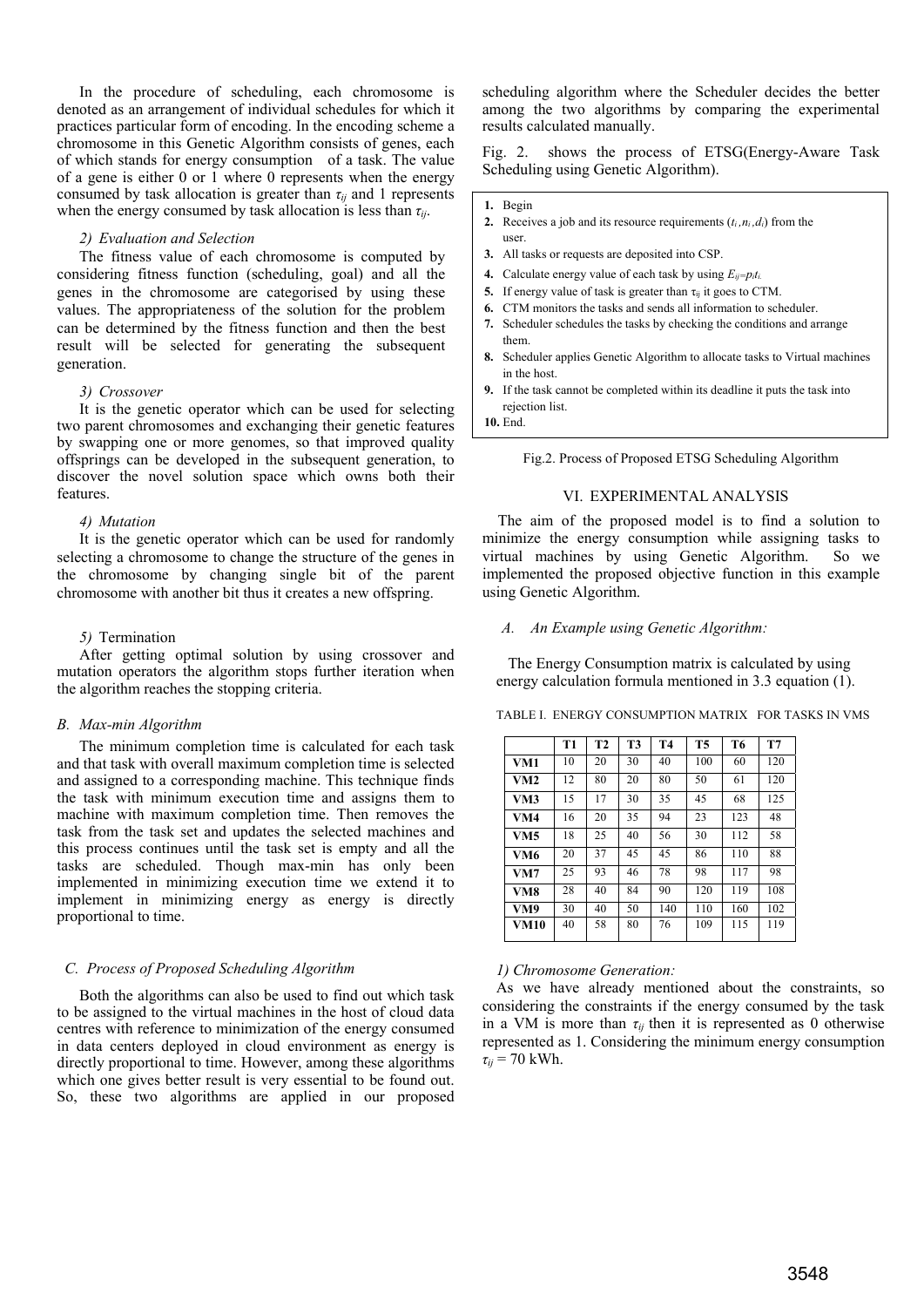In the procedure of scheduling, each chromosome is denoted as an arrangement of individual schedules for which it practices particular form of encoding. In the encoding scheme a chromosome in this Genetic Algorithm consists of genes, each of which stands for energy consumption of a task. The value of a gene is either 0 or 1 where 0 represents when the energy consumed by task allocation is greater than $\tau_{ij}$ and 1 represents when the energy consumed by task allocation is less than $\tau_{ij}$.

#### *2) Evaluation and Selection*

The fitness value of each chromosome is computed by considering fitness function (scheduling, goal) and all the genes in the chromosome are categorised by using these values. The appropriateness of the solution for the problem can be determined by the fitness function and then the best result will be selected for generating the subsequent generation.

#### *3) Crossover*

It is the genetic operator which can be used for selecting two parent chromosomes and exchanging their genetic features by swapping one or more genomes, so that improved quality offsprings can be developed in the subsequent generation, to discover the novel solution space which owns both their features.

#### *4) Mutation*

It is the genetic operator which can be used for randomly selecting a chromosome to change the structure of the genes in the chromosome by changing single bit of the parent chromosome with another bit thus it creates a new offspring.

#### *5)* Termination

After getting optimal solution by using crossover and mutation operators the algorithm stops further iteration when the algorithm reaches the stopping criteria.

### *B. Max-min Algorithm*

The minimum completion time is calculated for each task and that task with overall maximum completion time is selected and assigned to a corresponding machine. This technique finds the task with minimum execution time and assigns them to machine with maximum completion time. Then removes the task from the task set and updates the selected machines and this process continues until the task set is empty and all the tasks are scheduled. Though max-min has only been implemented in minimizing execution time we extend it to implement in minimizing energy as energy is directly proportional to time.

### *C. Process of Proposed Scheduling Algorithm*

Both the algorithms can also be used to find out which task to be assigned to the virtual machines in the host of cloud data centres with reference to minimization of the energy consumed in data centers deployed in cloud environment as energy is directly proportional to time. However, among these algorithms which one gives better result is very essential to be found out. So, these two algorithms are applied in our proposed scheduling algorithm where the Scheduler decides the better among the two algorithms by comparing the experimental results calculated manually.

Fig. 2. shows the process of ETSG(Energy-Aware Task Scheduling using Genetic Algorithm).

1. Begin
2. Receives a job and its resource requirements ($t_i$, $n_i$, $d_i$) from the user.
3. All tasks or requests are deposited into CSP.
4. Calculate energy value of each task by using $E_{ij}=p_it_i$.
5. If energy value of task is greater than $\tau_{ij}$ it goes to CTM.
6. CTM monitors the tasks and sends all information to scheduler.
7. Scheduler schedules the tasks by checking the conditions and arrange them.
8. Scheduler applies Genetic Algorithm to allocate tasks to Virtual machines in the host.
9. If the task cannot be completed within its deadline it puts the task into rejection list.
10. End.

Fig.2. Process of Proposed ETSG Scheduling Algorithm

## VI. EXPERIMENTAL ANALYSIS

The aim of the proposed model is to find a solution to minimize the energy consumption while assigning tasks to virtual machines by using Genetic Algorithm. So we implemented the proposed objective function in this example using Genetic Algorithm.

### *A. An Example using Genetic Algorithm:*

The Energy Consumption matrix is calculated by using energy calculation formula mentioned in 3.3 equation (1).

TABLE I. ENERGY CONSUMPTION MATRIX FOR TASKS IN VMS

| | T1 | T2 | T3 | T4 | T5 | T6 | T7 |
|---|---|---|---|---|---|---|---|
| VM1 | 10 | 20 | 30 | 40 | 100 | 60 | 120 |
| VM2 | 12 | 80 | 20 | 80 | 50 | 61 | 120 |
| VM3 | 15 | 17 | 30 | 35 | 45 | 68 | 125 |
| VM4 | 16 | 20 | 35 | 94 | 23 | 123 | 48 |
| VM5 | 18 | 25 | 40 | 56 | 30 | 112 | 58 |
| VM6 | 20 | 37 | 45 | 45 | 86 | 110 | 88 |
| VM7 | 25 | 93 | 46 | 78 | 98 | 117 | 98 |
| VM8 | 28 | 40 | 84 | 90 | 120 | 119 | 108 |
| VM9 | 30 | 40 | 50 | 140 | 110 | 160 | 102 |
| VM10 | 40 | 58 | 80 | 76 | 109 | 115 | 119 |

#### *1) Chromosome Generation:*

As we have already mentioned about the constraints, so considering the constraints if the energy consumed by the task in a VM is more than $\tau_{ij}$ then it is represented as 0 otherwise represented as 1. Considering the minimum energy consumption $\tau_{ij}$ = 70 kWh.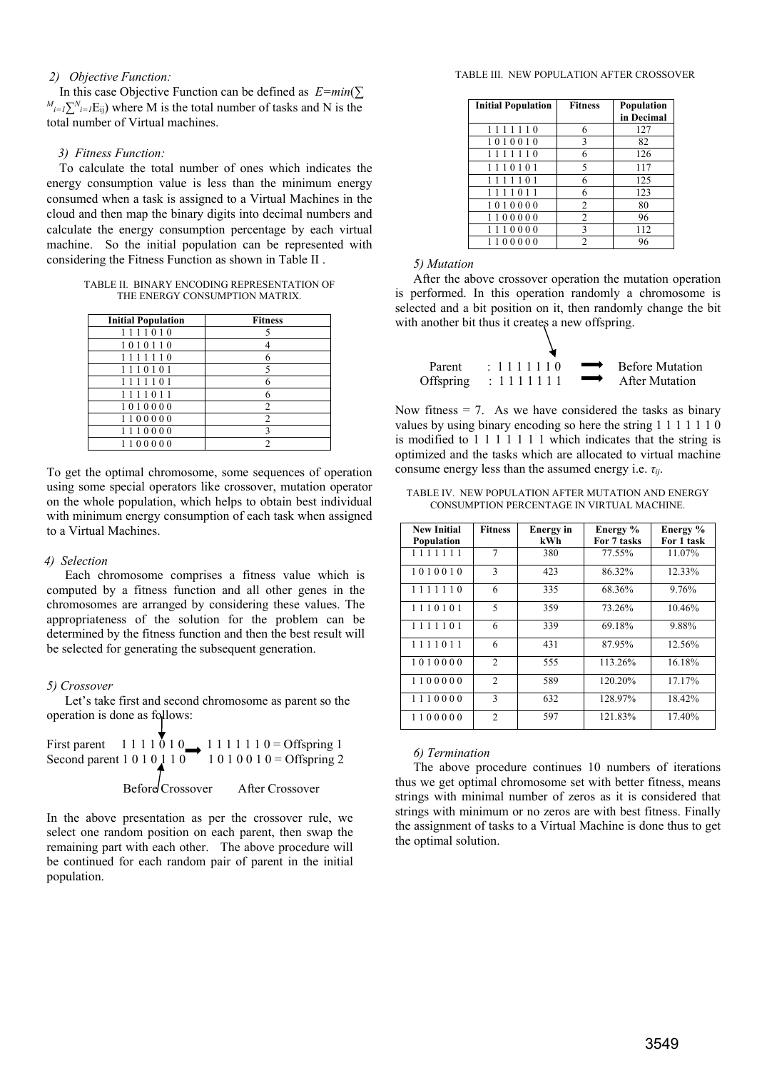#### 2) Objective Function:

In this case Objective Function can be defined as $E=min(\sum^{M}_{i=1}\sum^{N}_{i=1}E_{ij})$ where M is the total number of tasks and N is the total number of Virtual machines.

#### 3) Fitness Function:

To calculate the total number of ones which indicates the energy consumption value is less than the minimum energy consumed when a task is assigned to a Virtual Machines in the cloud and then map the binary digits into decimal numbers and calculate the energy consumption percentage by each virtual machine. So the initial population can be represented with considering the Fitness Function as shown in Table II .

TABLE II. BINARY ENCODING REPRESENTATION OF THE ENERGY CONSUMPTION MATRIX.

| Initial Population | Fitness |
|---|---|
| 1 1 1 1 0 1 0 | 5 |
| 1 0 1 0 1 1 0 | 4 |
| 1 1 1 1 1 1 0 | 6 |
| 1 1 1 0 1 0 1 | 5 |
| 1 1 1 1 1 0 1 | 6 |
| 1 1 1 1 0 1 1 | 6 |
| 1 0 1 0 0 0 0 | 2 |
| 1 1 0 0 0 0 0 | 2 |
| 1 1 1 0 0 0 0 | 3 |
| 1 1 0 0 0 0 0 | 2 |

To get the optimal chromosome, some sequences of operation using some special operators like crossover, mutation operator on the whole population, which helps to obtain best individual with minimum energy consumption of each task when assigned to a Virtual Machines.

#### 4) Selection

Each chromosome comprises a fitness value which is computed by a fitness function and all other genes in the chromosomes are arranged by considering these values. The appropriateness of the solution for the problem can be determined by the fitness function and then the best result will be selected for generating the subsequent generation.

#### 5) Crossover

Let's take first and second chromosome as parent so the operation is done as follows:

First parent 1 1 1 1 0 1 0 → 1 1 1 1 1 1 0 = Offspring 1
Second parent 1 0 1 0 1 1 0 → 1 0 1 0 0 1 0 = Offspring 2

Before Crossover After Crossover

In the above presentation as per the crossover rule, we select one random position on each parent, then swap the remaining part with each other. The above procedure will be continued for each random pair of parent in the initial population.

TABLE III. NEW POPULATION AFTER CROSSOVER

| Initial Population | Fitness | Population in Decimal |
|---|---|---|
| 1 1 1 1 1 1 0 | 6 | 127 |
| 1 0 1 0 0 1 0 | 3 | 82 |
| 1 1 1 1 1 1 0 | 6 | 126 |
| 1 1 1 0 1 0 1 | 5 | 117 |
| 1 1 1 1 1 0 1 | 6 | 125 |
| 1 1 1 1 0 1 1 | 6 | 123 |
| 1 0 1 0 0 0 0 | 2 | 80 |
| 1 1 0 0 0 0 0 | 2 | 96 |
| 1 1 1 0 0 0 0 | 3 | 112 |
| 1 1 0 0 0 0 0 | 2 | 96 |

#### 5) Mutation

After the above crossover operation the mutation operation is performed. In this operation randomly a chromosome is selected and a bit position on it, then randomly change the bit with another bit thus it creates a new offspring.

Parent : 1 1 1 1 1 1 0 → Before Mutation
Offspring : 1 1 1 1 1 1 1 → After Mutation

Now fitness = 7. As we have considered the tasks as binary values by using binary encoding so here the string 1 1 1 1 1 1 0 is modified to 1 1 1 1 1 1 1 which indicates that the string is optimized and the tasks which are allocated to virtual machine consume energy less than the assumed energy i.e. $\tau_{ij}$.

TABLE IV. NEW POPULATION AFTER MUTATION AND ENERGY CONSUMPTION PERCENTAGE IN VIRTUAL MACHINE.

| New Initial Population | Fitness | Energy in kWh | Energy % For 7 tasks | Energy % For 1 task |
|---|---|---|---|---|
| 1 1 1 1 1 1 1 | 7 | 380 | 77.55% | 11.07% |
| 1 0 1 0 0 1 0 | 3 | 423 | 86.32% | 12.33% |
| 1 1 1 1 1 1 0 | 6 | 335 | 68.36% | 9.76% |
| 1 1 1 0 1 0 1 | 5 | 359 | 73.26% | 10.46% |
| 1 1 1 1 1 0 1 | 6 | 339 | 69.18% | 9.88% |
| 1 1 1 1 0 1 1 | 6 | 431 | 87.95% | 12.56% |
| 1 0 1 0 0 0 0 | 2 | 555 | 113.26% | 16.18% |
| 1 1 0 0 0 0 0 | 2 | 589 | 120.20% | 17.17% |
| 1 1 1 0 0 0 0 | 3 | 632 | 128.97% | 18.42% |
| 1 1 0 0 0 0 0 | 2 | 597 | 121.83% | 17.40% |

#### 6) Termination

The above procedure continues 10 numbers of iterations thus we get optimal chromosome set with better fitness, means strings with minimal number of zeros as it is considered that strings with minimum or no zeros are with best fitness. Finally the assignment of tasks to a Virtual Machine is done thus to get the optimal solution.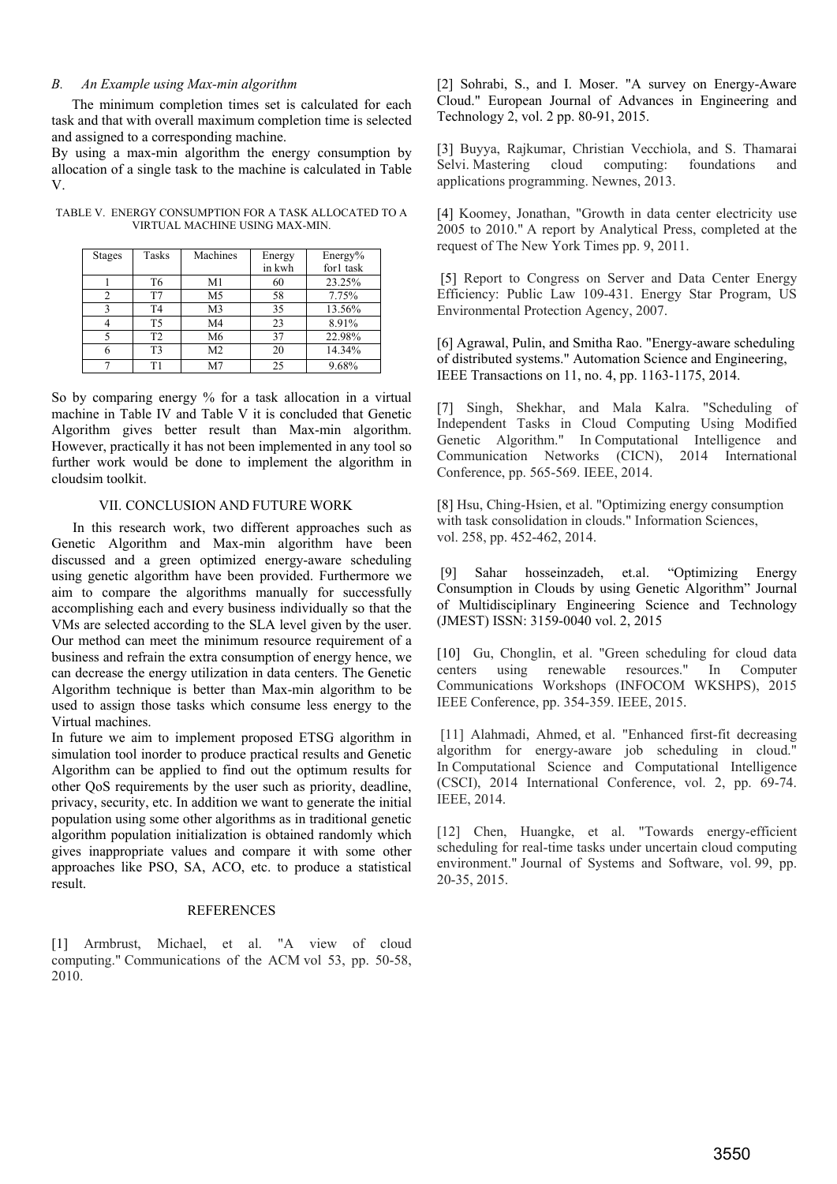### *B. An Example using Max-min algorithm*

The minimum completion times set is calculated for each task and that with overall maximum completion time is selected and assigned to a corresponding machine.
By using a max-min algorithm the energy consumption by allocation of a single task to the machine is calculated in Table V.

TABLE V. ENERGY CONSUMPTION FOR A TASK ALLOCATED TO A VIRTUAL MACHINE USING MAX-MIN.

| Stages | Tasks | Machines | Energy in kwh | Energy% for1 task |
|---|---|---|---|---|
| 1 | T6 | M1 | 60 | 23.25% |
| 2 | T7 | M5 | 58 | 7.75% |
| 3 | T4 | M3 | 35 | 13.56% |
| 4 | T5 | M4 | 23 | 8.91% |
| 5 | T2 | M6 | 37 | 22.98% |
| 6 | T3 | M2 | 20 | 14.34% |
| 7 | T1 | M7 | 25 | 9.68% |

So by comparing energy % for a task allocation in a virtual machine in Table IV and Table V it is concluded that Genetic Algorithm gives better result than Max-min algorithm. However, practically it has not been implemented in any tool so further work would be done to implement the algorithm in cloudsim toolkit.

## VII. CONCLUSION AND FUTURE WORK

In this research work, two different approaches such as Genetic Algorithm and Max-min algorithm have been discussed and a green optimized energy-aware scheduling using genetic algorithm have been provided. Furthermore we aim to compare the algorithms manually for successfully accomplishing each and every business individually so that the VMs are selected according to the SLA level given by the user. Our method can meet the minimum resource requirement of a business and refrain the extra consumption of energy hence, we can decrease the energy utilization in data centers. The Genetic Algorithm technique is better than Max-min algorithm to be used to assign those tasks which consume less energy to the Virtual machines.
In future we aim to implement proposed ETSG algorithm in simulation tool inorder to produce practical results and Genetic Algorithm can be applied to find out the optimum results for other QoS requirements by the user such as priority, deadline, privacy, security, etc. In addition we want to generate the initial population using some other algorithms as in traditional genetic algorithm population initialization is obtained randomly which gives inappropriate values and compare it with some other approaches like PSO, SA, ACO, etc. to produce a statistical result.

## REFERENCES

[1] Armbrust, Michael, et al. "A view of cloud computing." Communications of the ACM vol 53, pp. 50-58, 2010.

[2] Sohrabi, S., and I. Moser. "A survey on Energy-Aware Cloud." European Journal of Advances in Engineering and Technology 2, vol. 2 pp. 80-91, 2015.

[3] Buyya, Rajkumar, Christian Vecchiola, and S. Thamarai Selvi. Mastering cloud computing: foundations and applications programming. Newnes, 2013.

[4] Koomey, Jonathan, "Growth in data center electricity use 2005 to 2010." A report by Analytical Press, completed at the request of The New York Times pp. 9, 2011.

[5] Report to Congress on Server and Data Center Energy Efficiency: Public Law 109-431. Energy Star Program, US Environmental Protection Agency, 2007.

[6] Agrawal, Pulin, and Smitha Rao. "Energy-aware scheduling of distributed systems." Automation Science and Engineering, IEEE Transactions on 11, no. 4, pp. 1163-1175, 2014.

[7] Singh, Shekhar, and Mala Kalra. "Scheduling of Independent Tasks in Cloud Computing Using Modified Genetic Algorithm." In Computational Intelligence and Communication Networks (CICN), 2014 International Conference, pp. 565-569. IEEE, 2014.

[8] Hsu, Ching-Hsien, et al. "Optimizing energy consumption with task consolidation in clouds." Information Sciences, vol. 258, pp. 452-462, 2014.

[9] Sahar hosseinzadeh, et.al. "Optimizing Energy Consumption in Clouds by using Genetic Algorithm" Journal of Multidisciplinary Engineering Science and Technology (JMEST) ISSN: 3159-0040 vol. 2, 2015

[10] Gu, Chonglin, et al. "Green scheduling for cloud data centers using renewable resources." In Computer Communications Workshops (INFOCOM WKSHPS), 2015 IEEE Conference, pp. 354-359. IEEE, 2015.

[11] Alahmadi, Ahmed, et al. "Enhanced first-fit decreasing algorithm for energy-aware job scheduling in cloud." In Computational Science and Computational Intelligence (CSCI), 2014 International Conference, vol. 2, pp. 69-74. IEEE, 2014.

[12] Chen, Huangke, et al. "Towards energy-efficient scheduling for real-time tasks under uncertain cloud computing environment." Journal of Systems and Software, vol. 99, pp. 20-35, 2015.